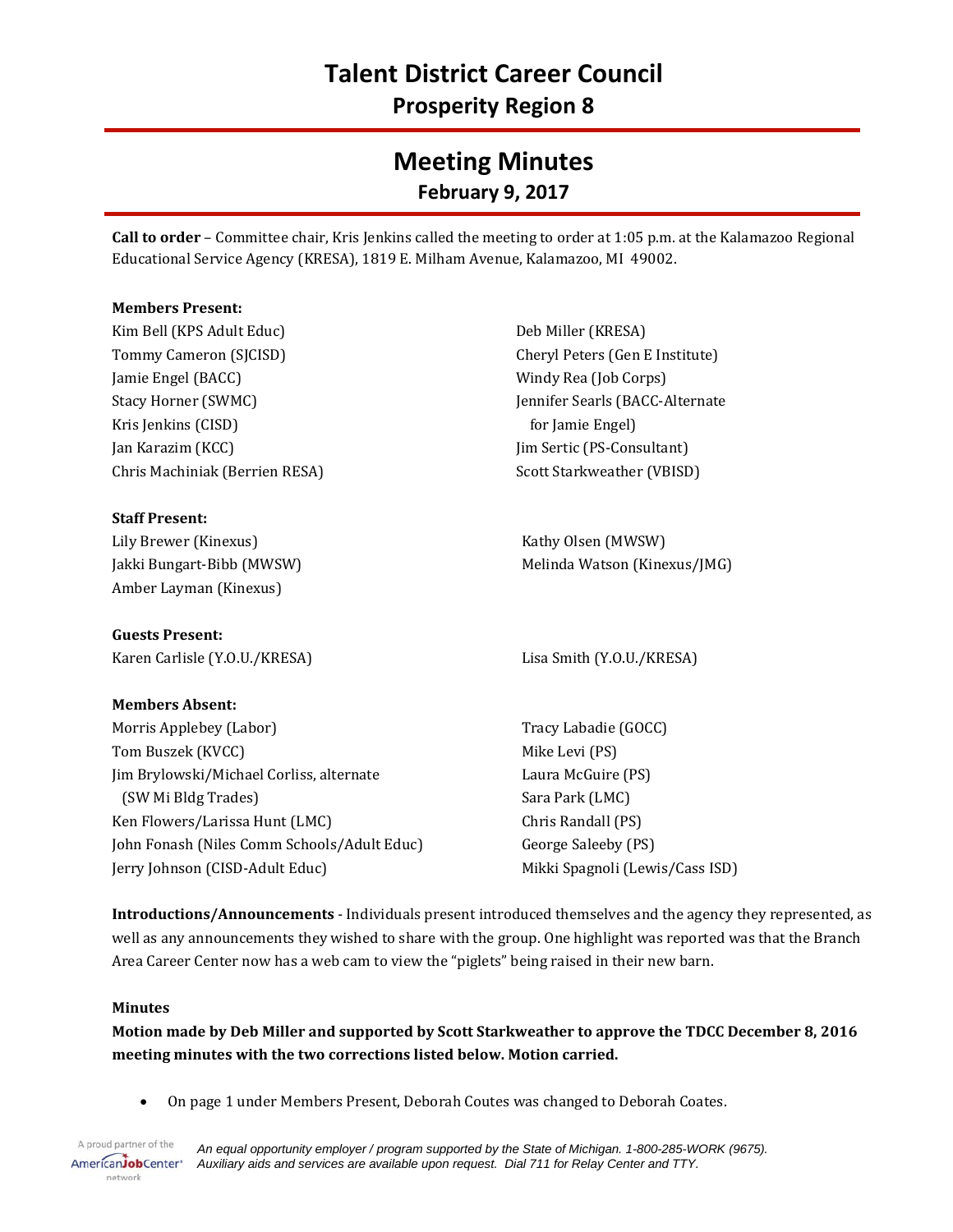# Talent District Career Council

## Prosperity Region 8

# Meeting Minutes

### February 9, 2017

**Call to order** – Committee chair, Kris Jenkins called the meeting to order at 1:05 p.m. at the Kalamazoo Regional Educational Service Agency (KRESA), 1819 E. Milham Avenue, Kalamazoo, MI 49002.

**Members Present:**

Kim Bell (KPS Adult Educ)
Tommy Cameron (SJCISD)
Jamie Engel (BACC)
Stacy Horner (SWMC)
Kris Jenkins (CISD)
Jan Karazim (KCC)
Chris Machiniak (Berrien RESA)
Deb Miller (KRESA)
Cheryl Peters (Gen E Institute)
Windy Rea (Job Corps)
Jennifer Searls (BACC-Alternate for Jamie Engel)
Jim Sertic (PS-Consultant)
Scott Starkweather (VBISD)

**Staff Present:**

Lily Brewer (Kinexus)
Jakki Bungart-Bibb (MWSW)
Amber Layman (Kinexus)
Kathy Olsen (MWSW)
Melinda Watson (Kinexus/JMG)

**Guests Present:**

Karen Carlisle (Y.O.U./KRESA)
Lisa Smith (Y.O.U./KRESA)

**Members Absent:**

Morris Applebey (Labor)
Tom Buszek (KVCC)
Jim Brylowski/Michael Corliss, alternate (SW Mi Bldg Trades)
Ken Flowers/Larissa Hunt (LMC)
John Fonash (Niles Comm Schools/Adult Educ)
Jerry Johnson (CISD-Adult Educ)
Tracy Labadie (GOCC)
Mike Levi (PS)
Laura McGuire (PS)
Sara Park (LMC)
Chris Randall (PS)
George Saleeby (PS)
Mikki Spagnoli (Lewis/Cass ISD)

**Introductions/Announcements** - Individuals present introduced themselves and the agency they represented, as well as any announcements they wished to share with the group. One highlight was reported was that the Branch Area Career Center now has a web cam to view the "piglets" being raised in their new barn.

**Minutes**

**Motion made by Deb Miller and supported by Scott Starkweather to approve the TDCC December 8, 2016 meeting minutes with the two corrections listed below. Motion carried.**

- On page 1 under Members Present, Deborah Coutes was changed to Deborah Coates.

*An equal opportunity employer / program supported by the State of Michigan. 1-800-285-WORK (9675). Auxiliary aids and services are available upon request. Dial 711 for Relay Center and TTY.*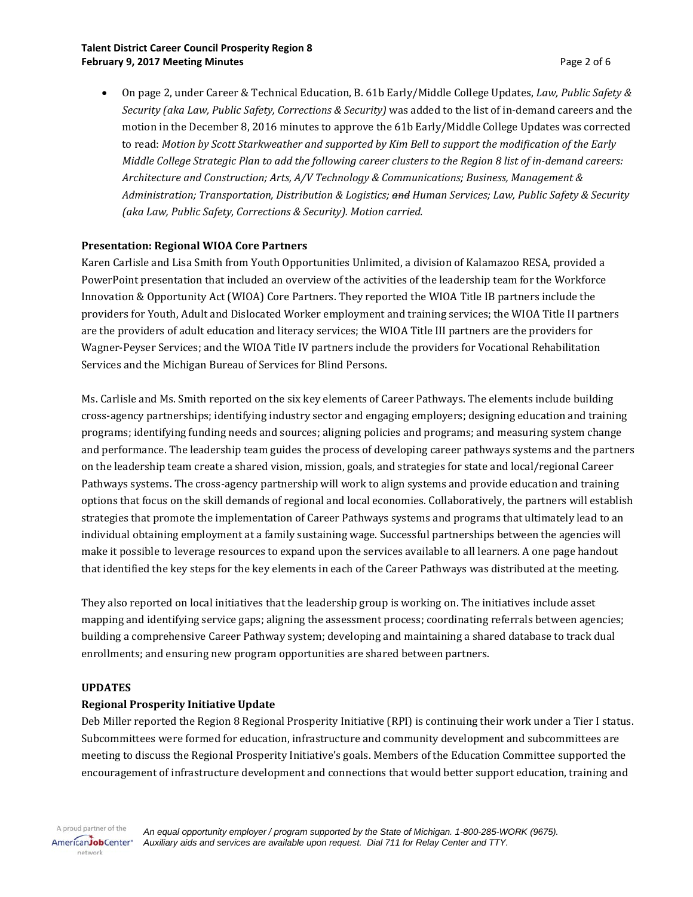- On page 2, under Career & Technical Education, B. 61b Early/Middle College Updates, *Law, Public Safety & Security (aka Law, Public Safety, Corrections & Security)* was added to the list of in-demand careers and the motion in the December 8, 2016 minutes to approve the 61b Early/Middle College Updates was corrected to read: *Motion by Scott Starkweather and supported by Kim Bell to support the modification of the Early Middle College Strategic Plan to add the following career clusters to the Region 8 list of in-demand careers: Architecture and Construction; Arts, A/V Technology & Communications; Business, Management & Administration; Transportation, Distribution & Logistics; ~~and~~ Human Services; Law, Public Safety & Security (aka Law, Public Safety, Corrections & Security). Motion carried.*

**Presentation: Regional WIOA Core Partners**

Karen Carlisle and Lisa Smith from Youth Opportunities Unlimited, a division of Kalamazoo RESA, provided a PowerPoint presentation that included an overview of the activities of the leadership team for the Workforce Innovation & Opportunity Act (WIOA) Core Partners. They reported the WIOA Title IB partners include the providers for Youth, Adult and Dislocated Worker employment and training services; the WIOA Title II partners are the providers of adult education and literacy services; the WIOA Title III partners are the providers for Wagner-Peyser Services; and the WIOA Title IV partners include the providers for Vocational Rehabilitation Services and the Michigan Bureau of Services for Blind Persons.

Ms. Carlisle and Ms. Smith reported on the six key elements of Career Pathways. The elements include building cross-agency partnerships; identifying industry sector and engaging employers; designing education and training programs; identifying funding needs and sources; aligning policies and programs; and measuring system change and performance. The leadership team guides the process of developing career pathways systems and the partners on the leadership team create a shared vision, mission, goals, and strategies for state and local/regional Career Pathways systems. The cross-agency partnership will work to align systems and provide education and training options that focus on the skill demands of regional and local economies. Collaboratively, the partners will establish strategies that promote the implementation of Career Pathways systems and programs that ultimately lead to an individual obtaining employment at a family sustaining wage. Successful partnerships between the agencies will make it possible to leverage resources to expand upon the services available to all learners. A one page handout that identified the key steps for the key elements in each of the Career Pathways was distributed at the meeting.

They also reported on local initiatives that the leadership group is working on. The initiatives include asset mapping and identifying service gaps; aligning the assessment process; coordinating referrals between agencies; building a comprehensive Career Pathway system; developing and maintaining a shared database to track dual enrollments; and ensuring new program opportunities are shared between partners.

**UPDATES**

**Regional Prosperity Initiative Update**

Deb Miller reported the Region 8 Regional Prosperity Initiative (RPI) is continuing their work under a Tier I status. Subcommittees were formed for education, infrastructure and community development and subcommittees are meeting to discuss the Regional Prosperity Initiative's goals. Members of the Education Committee supported the encouragement of infrastructure development and connections that would better support education, training and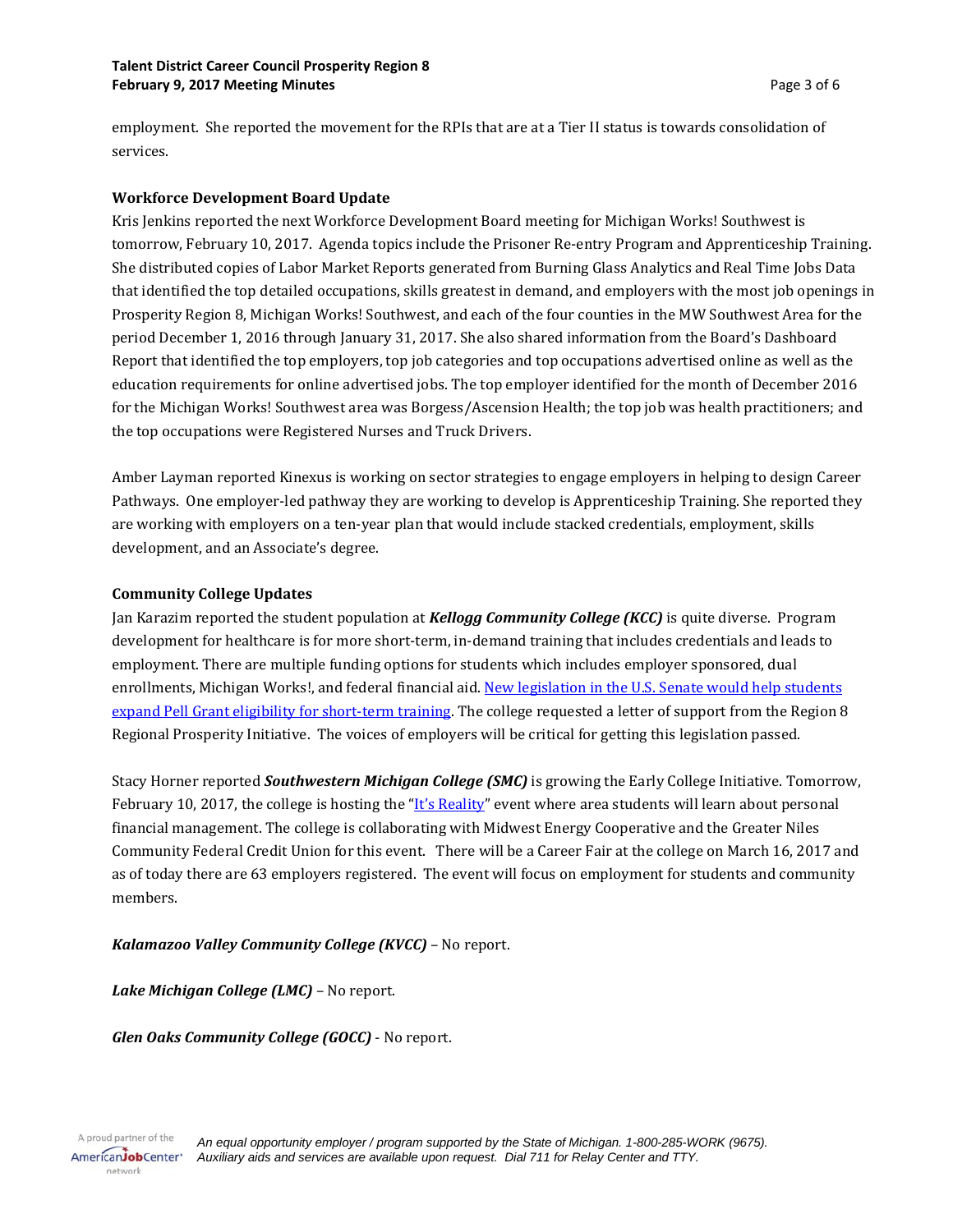employment. She reported the movement for the RPIs that are at a Tier II status is towards consolidation of services.

**Workforce Development Board Update**

Kris Jenkins reported the next Workforce Development Board meeting for Michigan Works! Southwest is tomorrow, February 10, 2017. Agenda topics include the Prisoner Re-entry Program and Apprenticeship Training. She distributed copies of Labor Market Reports generated from Burning Glass Analytics and Real Time Jobs Data that identified the top detailed occupations, skills greatest in demand, and employers with the most job openings in Prosperity Region 8, Michigan Works! Southwest, and each of the four counties in the MW Southwest Area for the period December 1, 2016 through January 31, 2017. She also shared information from the Board's Dashboard Report that identified the top employers, top job categories and top occupations advertised online as well as the education requirements for online advertised jobs. The top employer identified for the month of December 2016 for the Michigan Works! Southwest area was Borgess/Ascension Health; the top job was health practitioners; and the top occupations were Registered Nurses and Truck Drivers.

Amber Layman reported Kinexus is working on sector strategies to engage employers in helping to design Career Pathways. One employer-led pathway they are working to develop is Apprenticeship Training. She reported they are working with employers on a ten-year plan that would include stacked credentials, employment, skills development, and an Associate's degree.

**Community College Updates**

Jan Karazim reported the student population at ***Kellogg Community College (KCC)*** is quite diverse. Program development for healthcare is for more short-term, in-demand training that includes credentials and leads to employment. There are multiple funding options for students which includes employer sponsored, dual enrollments, Michigan Works!, and federal financial aid. New legislation in the U.S. Senate would help students expand Pell Grant eligibility for short-term training. The college requested a letter of support from the Region 8 Regional Prosperity Initiative. The voices of employers will be critical for getting this legislation passed.

Stacy Horner reported ***Southwestern Michigan College (SMC)*** is growing the Early College Initiative. Tomorrow, February 10, 2017, the college is hosting the "It's Reality" event where area students will learn about personal financial management. The college is collaborating with Midwest Energy Cooperative and the Greater Niles Community Federal Credit Union for this event. There will be a Career Fair at the college on March 16, 2017 and as of today there are 63 employers registered. The event will focus on employment for students and community members.

***Kalamazoo Valley Community College (KVCC)*** – No report.

***Lake Michigan College (LMC)*** – No report.

***Glen Oaks Community College (GOCC)*** - No report.

*An equal opportunity employer / program supported by the State of Michigan. 1-800-285-WORK (9675). Auxiliary aids and services are available upon request. Dial 711 for Relay Center and TTY.*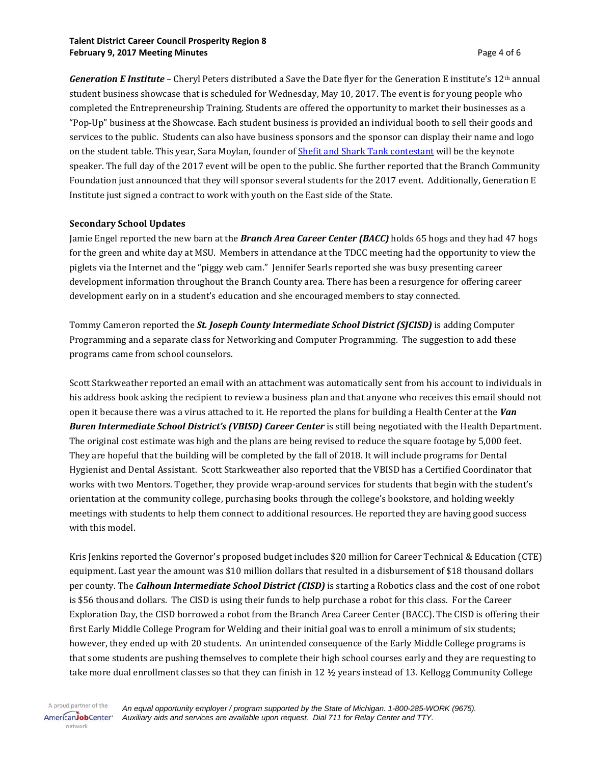***Generation E Institute*** – Cheryl Peters distributed a Save the Date flyer for the Generation E institute's 12th annual student business showcase that is scheduled for Wednesday, May 10, 2017. The event is for young people who completed the Entrepreneurship Training. Students are offered the opportunity to market their businesses as a "Pop-Up" business at the Showcase. Each student business is provided an individual booth to sell their goods and services to the public. Students can also have business sponsors and the sponsor can display their name and logo on the student table. This year, Sara Moylan, founder of Shefit and Shark Tank contestant will be the keynote speaker. The full day of the 2017 event will be open to the public. She further reported that the Branch Community Foundation just announced that they will sponsor several students for the 2017 event. Additionally, Generation E Institute just signed a contract to work with youth on the East side of the State.

**Secondary School Updates**

Jamie Engel reported the new barn at the ***Branch Area Career Center (BACC)*** holds 65 hogs and they had 47 hogs for the green and white day at MSU. Members in attendance at the TDCC meeting had the opportunity to view the piglets via the Internet and the "piggy web cam." Jennifer Searls reported she was busy presenting career development information throughout the Branch County area. There has been a resurgence for offering career development early on in a student's education and she encouraged members to stay connected.

Tommy Cameron reported the ***St. Joseph County Intermediate School District (SJCISD)*** is adding Computer Programming and a separate class for Networking and Computer Programming. The suggestion to add these programs came from school counselors.

Scott Starkweather reported an email with an attachment was automatically sent from his account to individuals in his address book asking the recipient to review a business plan and that anyone who receives this email should not open it because there was a virus attached to it. He reported the plans for building a Health Center at the ***Van Buren Intermediate School District's (VBISD) Career Center*** is still being negotiated with the Health Department. The original cost estimate was high and the plans are being revised to reduce the square footage by 5,000 feet. They are hopeful that the building will be completed by the fall of 2018. It will include programs for Dental Hygienist and Dental Assistant. Scott Starkweather also reported that the VBISD has a Certified Coordinator that works with two Mentors. Together, they provide wrap-around services for students that begin with the student's orientation at the community college, purchasing books through the college's bookstore, and holding weekly meetings with students to help them connect to additional resources. He reported they are having good success with this model.

Kris Jenkins reported the Governor's proposed budget includes $20 million for Career Technical & Education (CTE) equipment. Last year the amount was $10 million dollars that resulted in a disbursement of $18 thousand dollars per county. The ***Calhoun Intermediate School District (CISD)*** is starting a Robotics class and the cost of one robot is $56 thousand dollars. The CISD is using their funds to help purchase a robot for this class. For the Career Exploration Day, the CISD borrowed a robot from the Branch Area Career Center (BACC). The CISD is offering their first Early Middle College Program for Welding and their initial goal was to enroll a minimum of six students; however, they ended up with 20 students. An unintended consequence of the Early Middle College programs is that some students are pushing themselves to complete their high school courses early and they are requesting to take more dual enrollment classes so that they can finish in 12 ½ years instead of 13. Kellogg Community College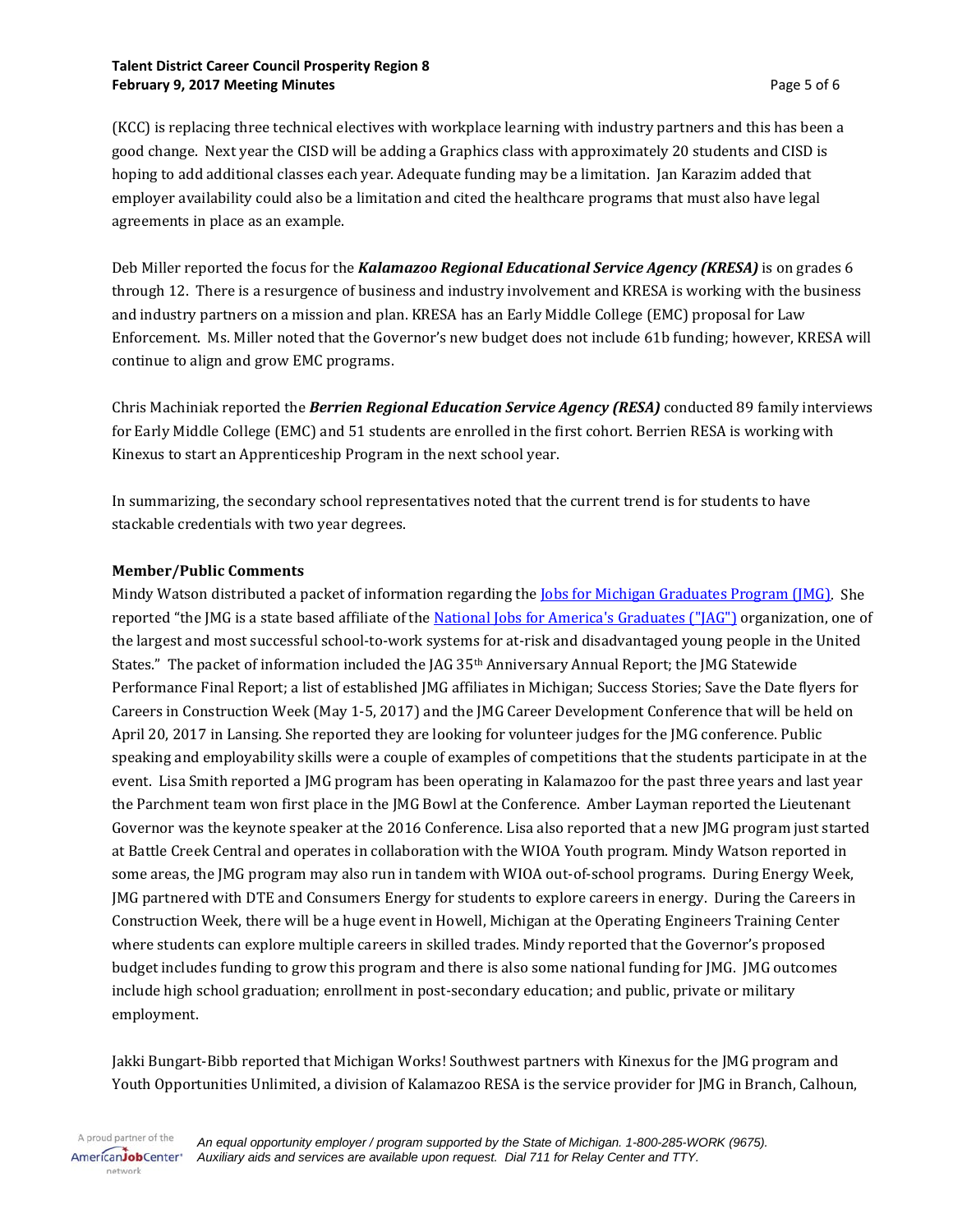(KCC) is replacing three technical electives with workplace learning with industry partners and this has been a good change. Next year the CISD will be adding a Graphics class with approximately 20 students and CISD is hoping to add additional classes each year. Adequate funding may be a limitation. Jan Karazim added that employer availability could also be a limitation and cited the healthcare programs that must also have legal agreements in place as an example.

Deb Miller reported the focus for the ***Kalamazoo Regional Educational Service Agency (KRESA)*** is on grades 6 through 12. There is a resurgence of business and industry involvement and KRESA is working with the business and industry partners on a mission and plan. KRESA has an Early Middle College (EMC) proposal for Law Enforcement. Ms. Miller noted that the Governor's new budget does not include 61b funding; however, KRESA will continue to align and grow EMC programs.

Chris Machiniak reported the ***Berrien Regional Education Service Agency (RESA)*** conducted 89 family interviews for Early Middle College (EMC) and 51 students are enrolled in the first cohort. Berrien RESA is working with Kinexus to start an Apprenticeship Program in the next school year.

In summarizing, the secondary school representatives noted that the current trend is for students to have stackable credentials with two year degrees.

**Member/Public Comments**

Mindy Watson distributed a packet of information regarding the Jobs for Michigan Graduates Program (JMG). She reported "the JMG is a state based affiliate of the National Jobs for America's Graduates ("JAG") organization, one of the largest and most successful school-to-work systems for at-risk and disadvantaged young people in the United States." The packet of information included the JAG 35th Anniversary Annual Report; the JMG Statewide Performance Final Report; a list of established JMG affiliates in Michigan; Success Stories; Save the Date flyers for Careers in Construction Week (May 1-5, 2017) and the JMG Career Development Conference that will be held on April 20, 2017 in Lansing. She reported they are looking for volunteer judges for the JMG conference. Public speaking and employability skills were a couple of examples of competitions that the students participate in at the event. Lisa Smith reported a JMG program has been operating in Kalamazoo for the past three years and last year the Parchment team won first place in the JMG Bowl at the Conference. Amber Layman reported the Lieutenant Governor was the keynote speaker at the 2016 Conference. Lisa also reported that a new JMG program just started at Battle Creek Central and operates in collaboration with the WIOA Youth program. Mindy Watson reported in some areas, the JMG program may also run in tandem with WIOA out-of-school programs. During Energy Week, JMG partnered with DTE and Consumers Energy for students to explore careers in energy. During the Careers in Construction Week, there will be a huge event in Howell, Michigan at the Operating Engineers Training Center where students can explore multiple careers in skilled trades. Mindy reported that the Governor's proposed budget includes funding to grow this program and there is also some national funding for JMG. JMG outcomes include high school graduation; enrollment in post-secondary education; and public, private or military employment.

Jakki Bungart-Bibb reported that Michigan Works! Southwest partners with Kinexus for the JMG program and Youth Opportunities Unlimited, a division of Kalamazoo RESA is the service provider for JMG in Branch, Calhoun,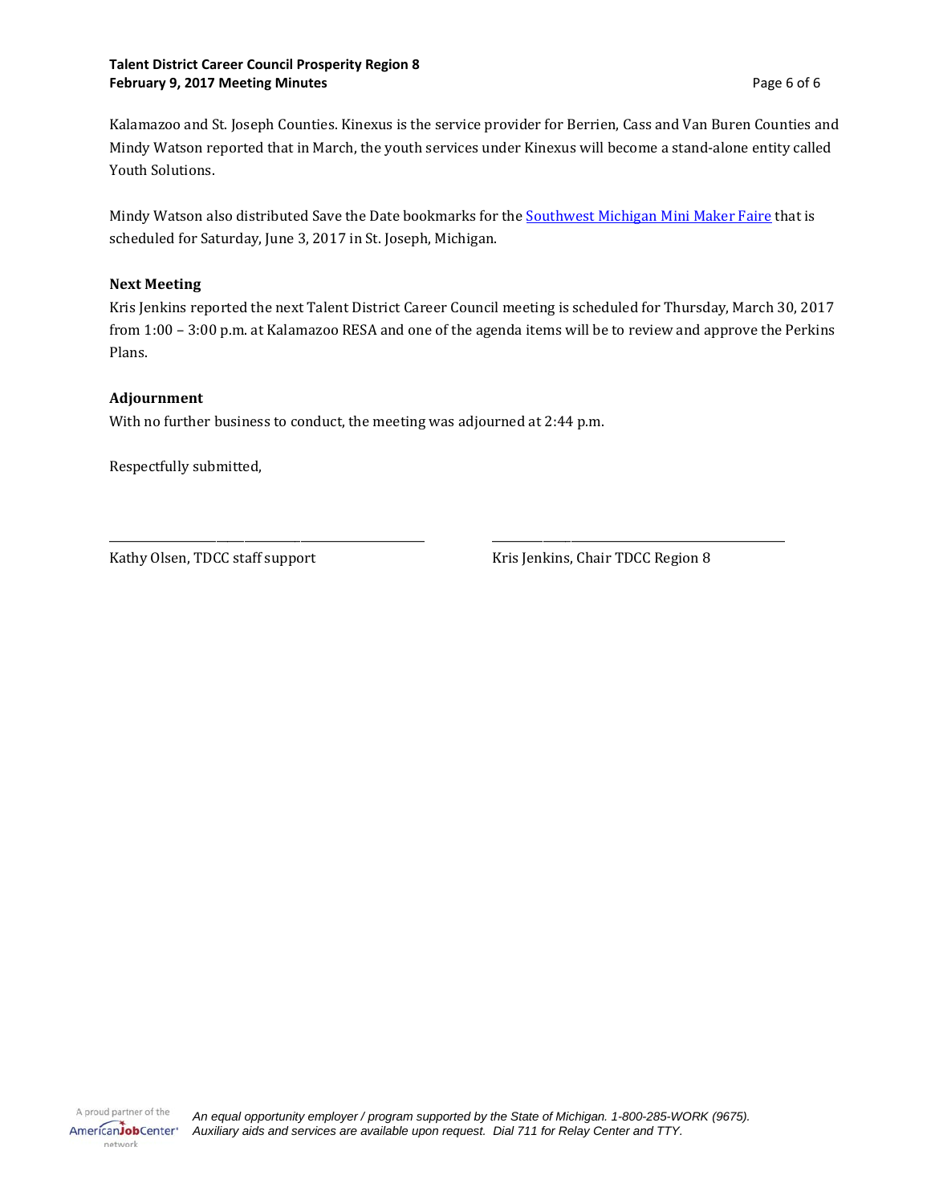Kalamazoo and St. Joseph Counties. Kinexus is the service provider for Berrien, Cass and Van Buren Counties and Mindy Watson reported that in March, the youth services under Kinexus will become a stand-alone entity called Youth Solutions.

Mindy Watson also distributed Save the Date bookmarks for the Southwest Michigan Mini Maker Faire that is scheduled for Saturday, June 3, 2017 in St. Joseph, Michigan.

**Next Meeting**

Kris Jenkins reported the next Talent District Career Council meeting is scheduled for Thursday, March 30, 2017 from 1:00 – 3:00 p.m. at Kalamazoo RESA and one of the agenda items will be to review and approve the Perkins Plans.

**Adjournment**

With no further business to conduct, the meeting was adjourned at 2:44 p.m.

Respectfully submitted,

\_\_\_\_\_\_\_\_\_\_\_\_\_\_\_\_\_\_\_\_\_\_\_\_\_\_\_\_\_\_\_\_\_\_\_\_\_\_\_\_\_\_\_\_ \_\_\_\_\_\_\_\_\_\_\_\_\_\_\_\_\_\_\_\_\_\_\_\_\_\_\_\_\_\_\_\_\_\_\_\_\_\_\_\_\_\_\_\_

Kathy Olsen, TDCC staff support Kris Jenkins, Chair TDCC Region 8

A proud partner of the AmericanJobCenter network

*An equal opportunity employer / program supported by the State of Michigan. 1-800-285-WORK (9675). Auxiliary aids and services are available upon request. Dial 711 for Relay Center and TTY.*